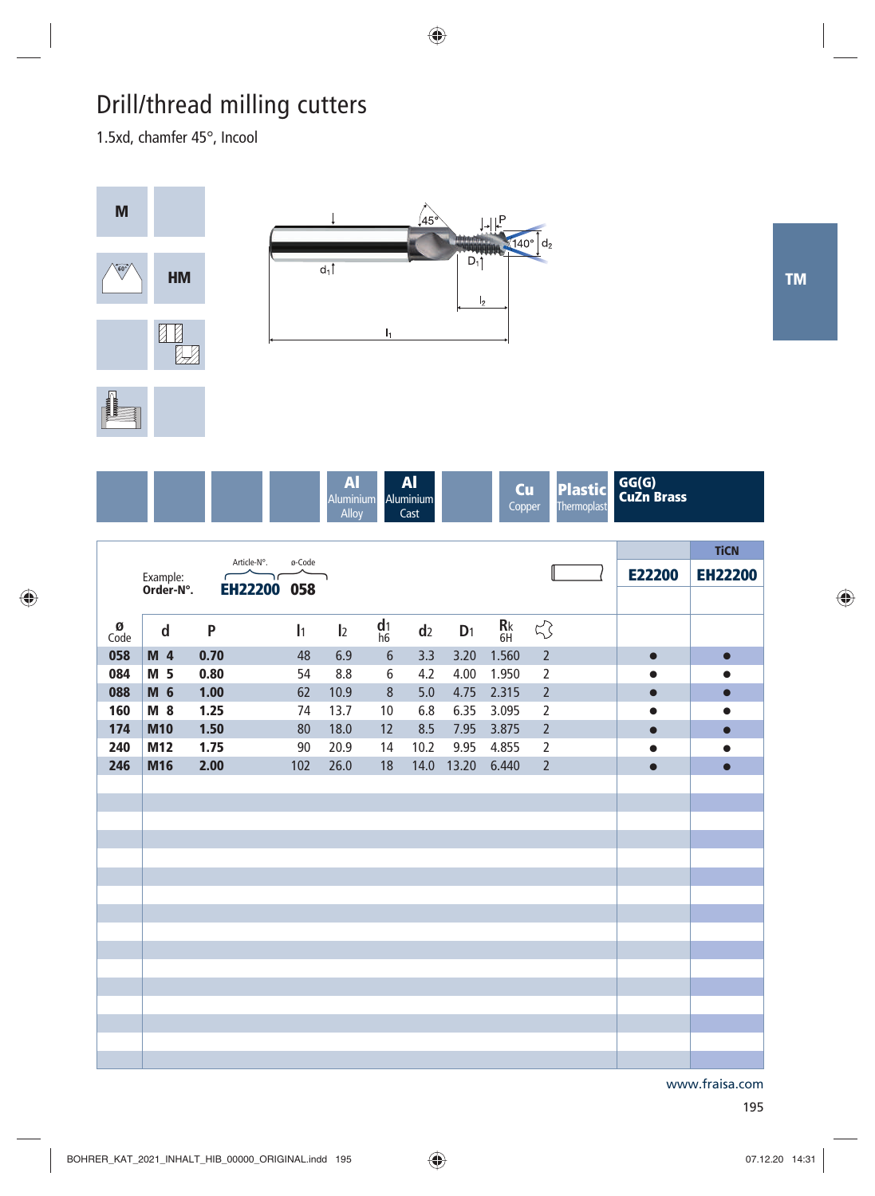# Drill/thread milling cutters

1.5xd, chamfer 45°, Incool

M

HM

TM

Al Aluminium Alloy | Al Aluminium Cast | Cu Copper | Plastic Thermoplast | GG(G) CuZn Brass

Example: Order-N°. **EH22200 058** (Article-N°. / ø-Code)

| ø Code | d | P | $l_1$ | $l_2$ | $d_1$ h6 | $d_2$ | $D_1$ | Rk 6H | Z | E22200 | EH22200 (TiCN) |
|---|---|---|---|---|---|---|---|---|---|---|---|
| 058 | M 4 | 0.70 | 48 | 6.9 | 6 | 3.3 | 3.20 | 1.560 | 2 | ● | ● |
| 084 | M 5 | 0.80 | 54 | 8.8 | 6 | 4.2 | 4.00 | 1.950 | 2 | ● | ● |
| 088 | M 6 | 1.00 | 62 | 10.9 | 8 | 5.0 | 4.75 | 2.315 | 2 | ● | ● |
| 160 | M 8 | 1.25 | 74 | 13.7 | 10 | 6.8 | 6.35 | 3.095 | 2 | ● | ● |
| 174 | M10 | 1.50 | 80 | 18.0 | 12 | 8.5 | 7.95 | 3.875 | 2 | ● | ● |
| 240 | M12 | 1.75 | 90 | 20.9 | 14 | 10.2 | 9.95 | 4.855 | 2 | ● | ● |
| 246 | M16 | 2.00 | 102 | 26.0 | 18 | 14.0 | 13.20 | 6.440 | 2 | ● | ● |

www.fraisa.com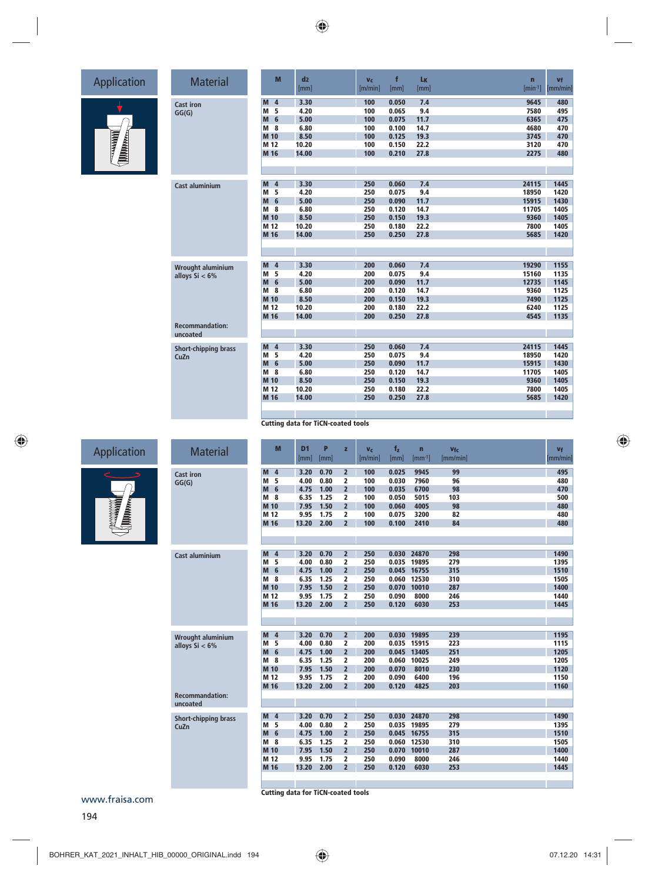| Application | Material | M | $d_2$ [mm] | $v_c$ [m/min] | f [mm] | $L_K$ [mm] | n [min⁻¹] | $v_f$ [mm/min] |
|---|---|---|---|---|---|---|---|---|
| | Cast iron GG(G) | M 4 | 3.30 | 100 | 0.050 | 7.4 | 9645 | 480 |
| | | M 5 | 4.20 | 100 | 0.065 | 9.4 | 7580 | 495 |
| | | M 6 | 5.00 | 100 | 0.075 | 11.7 | 6365 | 475 |
| | | M 8 | 6.80 | 100 | 0.100 | 14.7 | 4680 | 470 |
| | | M 10 | 8.50 | 100 | 0.125 | 19.3 | 3745 | 470 |
| | | M 12 | 10.20 | 100 | 0.150 | 22.2 | 3120 | 470 |
| | | M 16 | 14.00 | 100 | 0.210 | 27.8 | 2275 | 480 |
| | Cast aluminium | M 4 | 3.30 | 250 | 0.060 | 7.4 | 24115 | 1445 |
| | | M 5 | 4.20 | 250 | 0.075 | 9.4 | 18950 | 1420 |
| | | M 6 | 5.00 | 250 | 0.090 | 11.7 | 15915 | 1430 |
| | | M 8 | 6.80 | 250 | 0.120 | 14.7 | 11705 | 1405 |
| | | M 10 | 8.50 | 250 | 0.150 | 19.3 | 9360 | 1405 |
| | | M 12 | 10.20 | 250 | 0.180 | 22.2 | 7800 | 1405 |
| | | M 16 | 14.00 | 250 | 0.250 | 27.8 | 5685 | 1420 |
| | Wrought aluminium alloys Si < 6% | M 4 | 3.30 | 200 | 0.060 | 7.4 | 19290 | 1155 |
| | | M 5 | 4.20 | 200 | 0.075 | 9.4 | 15160 | 1135 |
| | | M 6 | 5.00 | 200 | 0.090 | 11.7 | 12735 | 1145 |
| | | M 8 | 6.80 | 200 | 0.120 | 14.7 | 9360 | 1125 |
| | | M 10 | 8.50 | 200 | 0.150 | 19.3 | 7490 | 1125 |
| | | M 12 | 10.20 | 200 | 0.180 | 22.2 | 6240 | 1125 |
| | | M 16 | 14.00 | 200 | 0.250 | 27.8 | 4545 | 1135 |
| | Recommandation: uncoated | | | | | | | |
| | Short-chipping brass CuZn | M 4 | 3.30 | 250 | 0.060 | 7.4 | 24115 | 1445 |
| | | M 5 | 4.20 | 250 | 0.075 | 9.4 | 18950 | 1420 |
| | | M 6 | 5.00 | 250 | 0.090 | 11.7 | 15915 | 1430 |
| | | M 8 | 6.80 | 250 | 0.120 | 14.7 | 11705 | 1405 |
| | | M 10 | 8.50 | 250 | 0.150 | 19.3 | 9360 | 1405 |
| | | M 12 | 10.20 | 250 | 0.180 | 22.2 | 7800 | 1405 |
| | | M 16 | 14.00 | 250 | 0.250 | 27.8 | 5685 | 1420 |

**Cutting data for TiCN-coated tools**

| Application | Material | M | D1 [mm] | P [mm] | z | $v_c$ [m/min] | $f_z$ [mm] | n [mm⁻¹] | $v_{fc}$ [mm/min] | $v_f$ [mm/min] |
|---|---|---|---|---|---|---|---|---|---|---|
| | Cast iron GG(G) | M 4 | 3.20 | 0.70 | 2 | 100 | 0.025 | 9945 | 99 | 495 |
| | | M 5 | 4.00 | 0.80 | 2 | 100 | 0.030 | 7960 | 96 | 480 |
| | | M 6 | 4.75 | 1.00 | 2 | 100 | 0.035 | 6700 | 98 | 470 |
| | | M 8 | 6.35 | 1.25 | 2 | 100 | 0.050 | 5015 | 103 | 500 |
| | | M 10 | 7.95 | 1.50 | 2 | 100 | 0.060 | 4005 | 98 | 480 |
| | | M 12 | 9.95 | 1.75 | 2 | 100 | 0.075 | 3200 | 82 | 480 |
| | | M 16 | 13.20 | 2.00 | 2 | 100 | 0.100 | 2410 | 84 | 480 |
| | Cast aluminium | M 4 | 3.20 | 0.70 | 2 | 250 | 0.030 | 24870 | 298 | 1490 |
| | | M 5 | 4.00 | 0.80 | 2 | 250 | 0.035 | 19895 | 279 | 1395 |
| | | M 6 | 4.75 | 1.00 | 2 | 250 | 0.045 | 16755 | 315 | 1510 |
| | | M 8 | 6.35 | 1.25 | 2 | 250 | 0.060 | 12530 | 310 | 1505 |
| | | M 10 | 7.95 | 1.50 | 2 | 250 | 0.070 | 10010 | 287 | 1400 |
| | | M 12 | 9.95 | 1.75 | 2 | 250 | 0.090 | 8000 | 246 | 1440 |
| | | M 16 | 13.20 | 2.00 | 2 | 250 | 0.120 | 6030 | 253 | 1445 |
| | Wrought aluminium alloys Si < 6% | M 4 | 3.20 | 0.70 | 2 | 200 | 0.030 | 19895 | 239 | 1195 |
| | | M 5 | 4.00 | 0.80 | 2 | 200 | 0.035 | 15915 | 223 | 1115 |
| | | M 6 | 4.75 | 1.00 | 2 | 200 | 0.045 | 13405 | 251 | 1205 |
| | | M 8 | 6.35 | 1.25 | 2 | 200 | 0.060 | 10025 | 249 | 1205 |
| | | M 10 | 7.95 | 1.50 | 2 | 200 | 0.070 | 8010 | 230 | 1120 |
| | | M 12 | 9.95 | 1.75 | 2 | 200 | 0.090 | 6400 | 196 | 1150 |
| | | M 16 | 13.20 | 2.00 | 2 | 200 | 0.120 | 4825 | 203 | 1160 |
| | Recommandation: uncoated | | | | | | | | | |
| | Short-chipping brass CuZn | M 4 | 3.20 | 0.70 | 2 | 250 | 0.030 | 24870 | 298 | 1490 |
| | | M 5 | 4.00 | 0.80 | 2 | 250 | 0.035 | 19895 | 279 | 1395 |
| | | M 6 | 4.75 | 1.00 | 2 | 250 | 0.045 | 16755 | 315 | 1510 |
| | | M 8 | 6.35 | 1.25 | 2 | 250 | 0.060 | 12530 | 310 | 1505 |
| | | M 10 | 7.95 | 1.50 | 2 | 250 | 0.070 | 10010 | 287 | 1400 |
| | | M 12 | 9.95 | 1.75 | 2 | 250 | 0.090 | 8000 | 246 | 1440 |
| | | M 16 | 13.20 | 2.00 | 2 | 250 | 0.120 | 6030 | 253 | 1445 |

**Cutting data for TiCN-coated tools**

www.fraisa.com